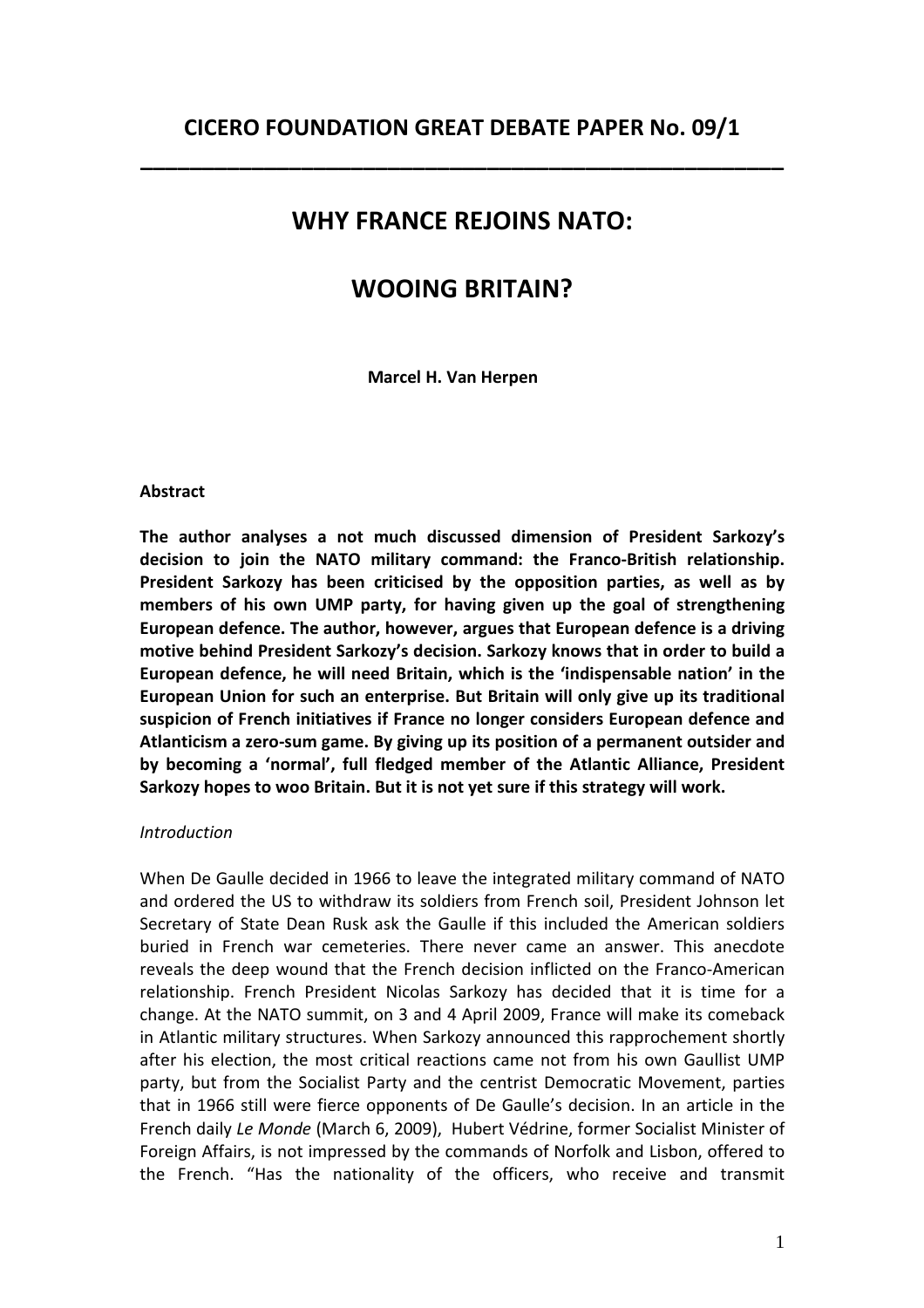## CICERO FOUNDATION GREAT DEBATE PAPER No. 09/1

---

# WHY FRANCE REJOINS NATO:

# WOOING BRITAIN?

**Marcel H. Van Herpen**

**Abstract**

**The author analyses a not much discussed dimension of President Sarkozy's decision to join the NATO military command: the Franco-British relationship. President Sarkozy has been criticised by the opposition parties, as well as by members of his own UMP party, for having given up the goal of strengthening European defence. The author, however, argues that European defence is a driving motive behind President Sarkozy's decision. Sarkozy knows that in order to build a European defence, he will need Britain, which is the 'indispensable nation' in the European Union for such an enterprise. But Britain will only give up its traditional suspicion of French initiatives if France no longer considers European defence and Atlanticism a zero-sum game. By giving up its position of a permanent outsider and by becoming a 'normal', full fledged member of the Atlantic Alliance, President Sarkozy hopes to woo Britain. But it is not yet sure if this strategy will work.**

*Introduction*

When De Gaulle decided in 1966 to leave the integrated military command of NATO and ordered the US to withdraw its soldiers from French soil, President Johnson let Secretary of State Dean Rusk ask the Gaulle if this included the American soldiers buried in French war cemeteries. There never came an answer. This anecdote reveals the deep wound that the French decision inflicted on the Franco-American relationship. French President Nicolas Sarkozy has decided that it is time for a change. At the NATO summit, on 3 and 4 April 2009, France will make its comeback in Atlantic military structures. When Sarkozy announced this rapprochement shortly after his election, the most critical reactions came not from his own Gaullist UMP party, but from the Socialist Party and the centrist Democratic Movement, parties that in 1966 still were fierce opponents of De Gaulle's decision. In an article in the French daily *Le Monde* (March 6, 2009), Hubert Védrine, former Socialist Minister of Foreign Affairs, is not impressed by the commands of Norfolk and Lisbon, offered to the French. "Has the nationality of the officers, who receive and transmit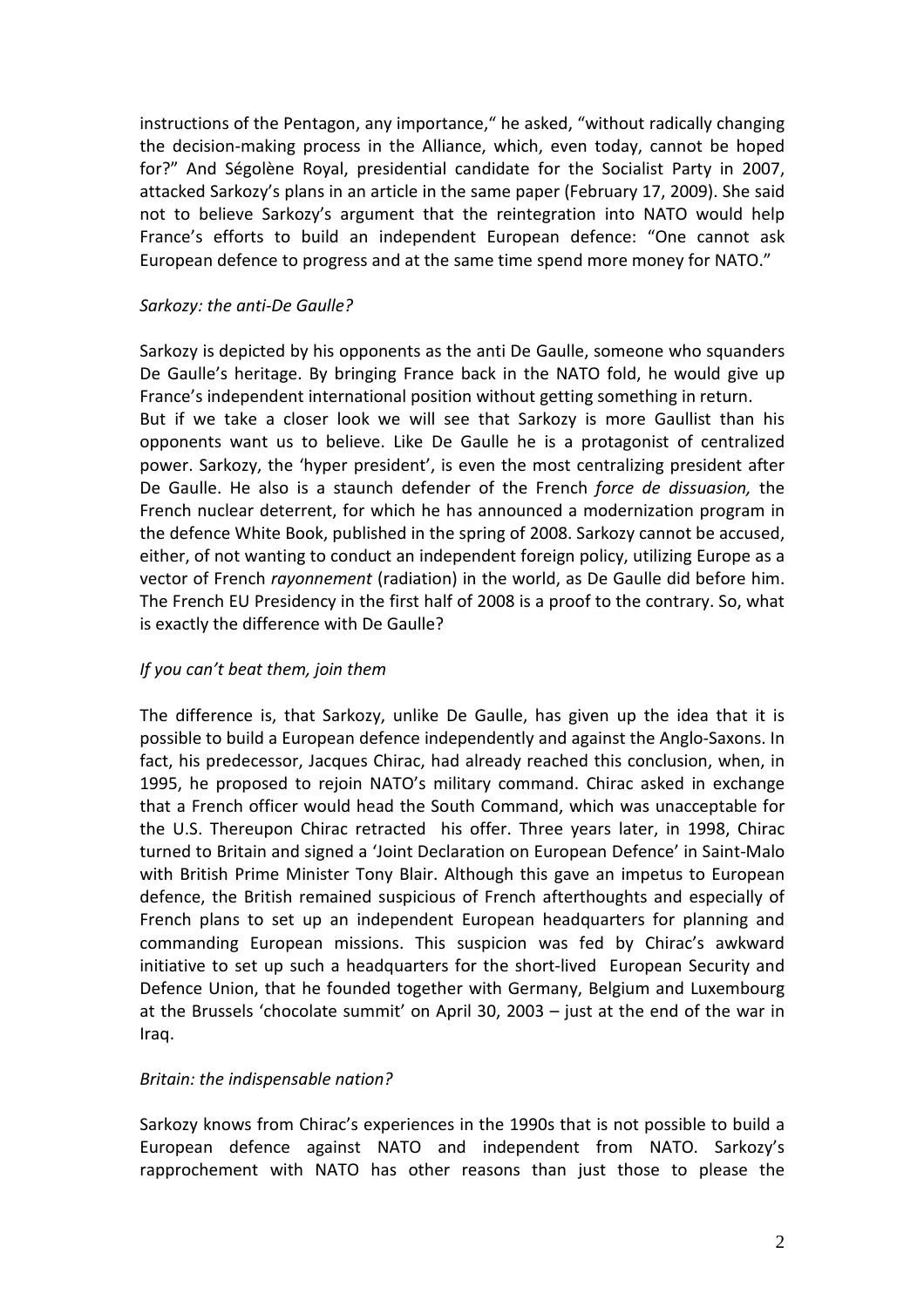instructions of the Pentagon, any importance," he asked, "without radically changing the decision-making process in the Alliance, which, even today, cannot be hoped for?" And Ségolène Royal, presidential candidate for the Socialist Party in 2007, attacked Sarkozy's plans in an article in the same paper (February 17, 2009). She said not to believe Sarkozy's argument that the reintegration into NATO would help France's efforts to build an independent European defence: "One cannot ask European defence to progress and at the same time spend more money for NATO."

*Sarkozy: the anti-De Gaulle?*

Sarkozy is depicted by his opponents as the anti De Gaulle, someone who squanders De Gaulle's heritage. By bringing France back in the NATO fold, he would give up France's independent international position without getting something in return.
But if we take a closer look we will see that Sarkozy is more Gaullist than his opponents want us to believe. Like De Gaulle he is a protagonist of centralized power. Sarkozy, the 'hyper president', is even the most centralizing president after De Gaulle. He also is a staunch defender of the French *force de dissuasion,* the French nuclear deterrent, for which he has announced a modernization program in the defence White Book, published in the spring of 2008. Sarkozy cannot be accused, either, of not wanting to conduct an independent foreign policy, utilizing Europe as a vector of French *rayonnement* (radiation) in the world, as De Gaulle did before him. The French EU Presidency in the first half of 2008 is a proof to the contrary. So, what is exactly the difference with De Gaulle?

*If you can't beat them, join them*

The difference is, that Sarkozy, unlike De Gaulle, has given up the idea that it is possible to build a European defence independently and against the Anglo-Saxons. In fact, his predecessor, Jacques Chirac, had already reached this conclusion, when, in 1995, he proposed to rejoin NATO's military command. Chirac asked in exchange that a French officer would head the South Command, which was unacceptable for the U.S. Thereupon Chirac retracted his offer. Three years later, in 1998, Chirac turned to Britain and signed a 'Joint Declaration on European Defence' in Saint-Malo with British Prime Minister Tony Blair. Although this gave an impetus to European defence, the British remained suspicious of French afterthoughts and especially of French plans to set up an independent European headquarters for planning and commanding European missions. This suspicion was fed by Chirac's awkward initiative to set up such a headquarters for the short-lived European Security and Defence Union, that he founded together with Germany, Belgium and Luxembourg at the Brussels 'chocolate summit' on April 30, 2003 – just at the end of the war in Iraq.

*Britain: the indispensable nation?*

Sarkozy knows from Chirac's experiences in the 1990s that is not possible to build a European defence against NATO and independent from NATO. Sarkozy's rapprochement with NATO has other reasons than just those to please the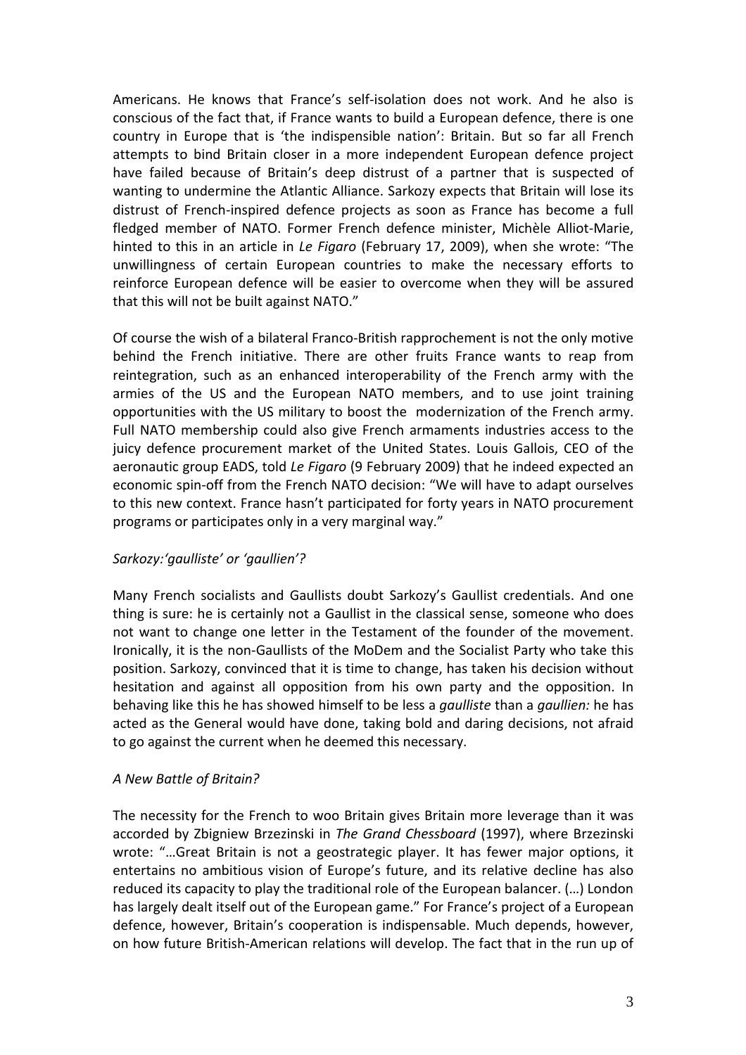Americans. He knows that France's self-isolation does not work. And he also is conscious of the fact that, if France wants to build a European defence, there is one country in Europe that is 'the indispensible nation': Britain. But so far all French attempts to bind Britain closer in a more independent European defence project have failed because of Britain's deep distrust of a partner that is suspected of wanting to undermine the Atlantic Alliance. Sarkozy expects that Britain will lose its distrust of French-inspired defence projects as soon as France has become a full fledged member of NATO. Former French defence minister, Michèle Alliot-Marie, hinted to this in an article in *Le Figaro* (February 17, 2009), when she wrote: "The unwillingness of certain European countries to make the necessary efforts to reinforce European defence will be easier to overcome when they will be assured that this will not be built against NATO."

Of course the wish of a bilateral Franco-British rapprochement is not the only motive behind the French initiative. There are other fruits France wants to reap from reintegration, such as an enhanced interoperability of the French army with the armies of the US and the European NATO members, and to use joint training opportunities with the US military to boost the modernization of the French army. Full NATO membership could also give French armaments industries access to the juicy defence procurement market of the United States. Louis Gallois, CEO of the aeronautic group EADS, told *Le Figaro* (9 February 2009) that he indeed expected an economic spin-off from the French NATO decision: "We will have to adapt ourselves to this new context. France hasn't participated for forty years in NATO procurement programs or participates only in a very marginal way."

*Sarkozy:'gaulliste' or 'gaullien'?*

Many French socialists and Gaullists doubt Sarkozy's Gaullist credentials. And one thing is sure: he is certainly not a Gaullist in the classical sense, someone who does not want to change one letter in the Testament of the founder of the movement. Ironically, it is the non-Gaullists of the MoDem and the Socialist Party who take this position. Sarkozy, convinced that it is time to change, has taken his decision without hesitation and against all opposition from his own party and the opposition. In behaving like this he has showed himself to be less a *gaulliste* than a *gaullien:* he has acted as the General would have done, taking bold and daring decisions, not afraid to go against the current when he deemed this necessary.

*A New Battle of Britain?*

The necessity for the French to woo Britain gives Britain more leverage than it was accorded by Zbigniew Brzezinski in *The Grand Chessboard* (1997), where Brzezinski wrote: "…Great Britain is not a geostrategic player. It has fewer major options, it entertains no ambitious vision of Europe's future, and its relative decline has also reduced its capacity to play the traditional role of the European balancer. (…) London has largely dealt itself out of the European game." For France's project of a European defence, however, Britain's cooperation is indispensable. Much depends, however, on how future British-American relations will develop. The fact that in the run up of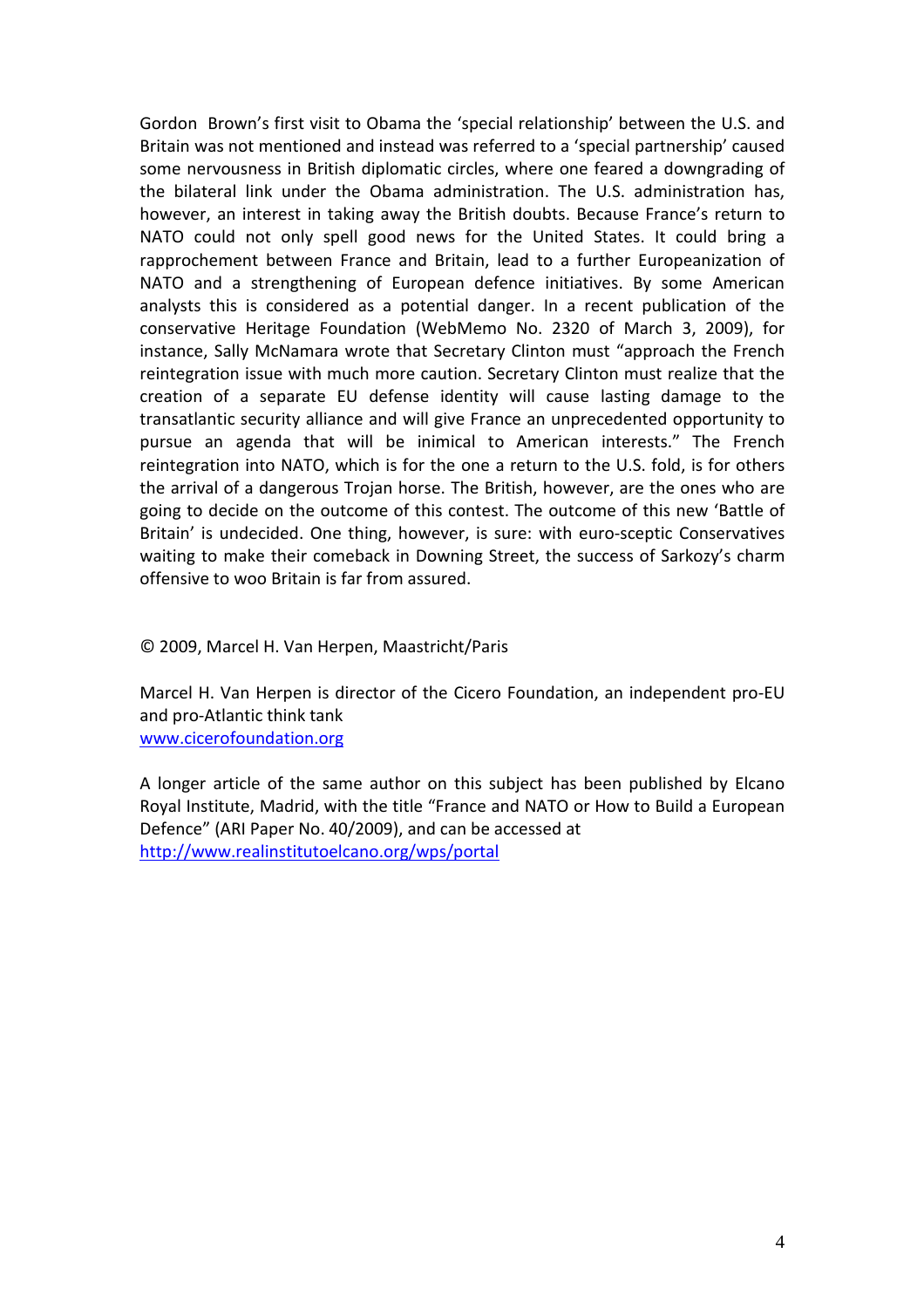Gordon Brown's first visit to Obama the 'special relationship' between the U.S. and Britain was not mentioned and instead was referred to a 'special partnership' caused some nervousness in British diplomatic circles, where one feared a downgrading of the bilateral link under the Obama administration. The U.S. administration has, however, an interest in taking away the British doubts. Because France's return to NATO could not only spell good news for the United States. It could bring a rapprochement between France and Britain, lead to a further Europeanization of NATO and a strengthening of European defence initiatives. By some American analysts this is considered as a potential danger. In a recent publication of the conservative Heritage Foundation (WebMemo No. 2320 of March 3, 2009), for instance, Sally McNamara wrote that Secretary Clinton must "approach the French reintegration issue with much more caution. Secretary Clinton must realize that the creation of a separate EU defense identity will cause lasting damage to the transatlantic security alliance and will give France an unprecedented opportunity to pursue an agenda that will be inimical to American interests." The French reintegration into NATO, which is for the one a return to the U.S. fold, is for others the arrival of a dangerous Trojan horse. The British, however, are the ones who are going to decide on the outcome of this contest. The outcome of this new 'Battle of Britain' is undecided. One thing, however, is sure: with euro-sceptic Conservatives waiting to make their comeback in Downing Street, the success of Sarkozy's charm offensive to woo Britain is far from assured.

© 2009, Marcel H. Van Herpen, Maastricht/Paris

Marcel H. Van Herpen is director of the Cicero Foundation, an independent pro-EU and pro-Atlantic think tank
[www.cicerofoundation.org](http://www.cicerofoundation.org)

A longer article of the same author on this subject has been published by Elcano Royal Institute, Madrid, with the title "France and NATO or How to Build a European Defence" (ARI Paper No. 40/2009), and can be accessed at
[http://www.realinstitutoelcano.org/wps/portal](http://www.realinstitutoelcano.org/wps/portal)